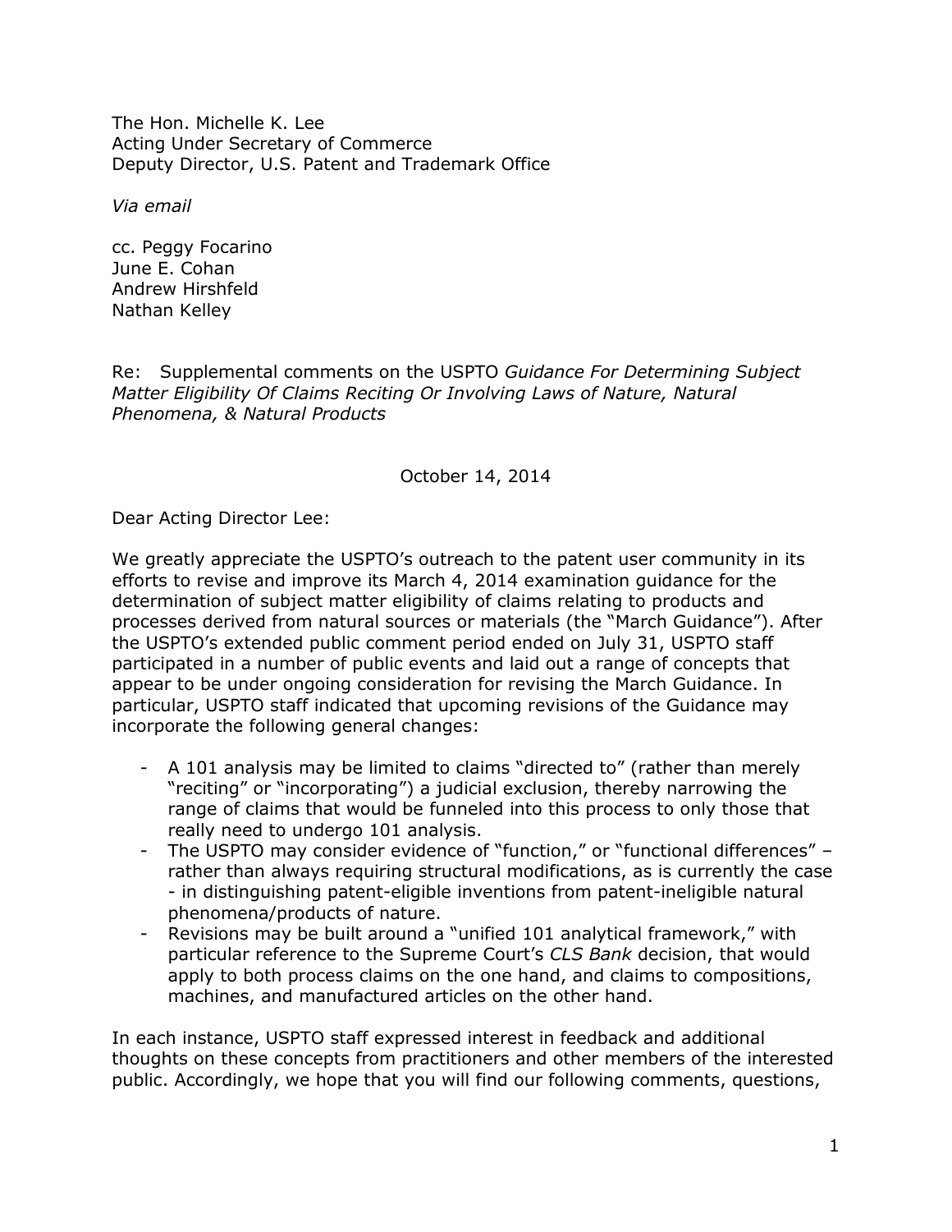The Hon. Michelle K. Lee
Acting Under Secretary of Commerce
Deputy Director, U.S. Patent and Trademark Office

*Via email*

cc. Peggy Focarino
June E. Cohan
Andrew Hirshfeld
Nathan Kelley

Re: Supplemental comments on the USPTO *Guidance For Determining Subject Matter Eligibility Of Claims Reciting Or Involving Laws of Nature, Natural Phenomena, & Natural Products*

October 14, 2014

Dear Acting Director Lee:

We greatly appreciate the USPTO's outreach to the patent user community in its efforts to revise and improve its March 4, 2014 examination guidance for the determination of subject matter eligibility of claims relating to products and processes derived from natural sources or materials (the "March Guidance"). After the USPTO's extended public comment period ended on July 31, USPTO staff participated in a number of public events and laid out a range of concepts that appear to be under ongoing consideration for revising the March Guidance. In particular, USPTO staff indicated that upcoming revisions of the Guidance may incorporate the following general changes:

- A 101 analysis may be limited to claims "directed to" (rather than merely "reciting" or "incorporating") a judicial exclusion, thereby narrowing the range of claims that would be funneled into this process to only those that really need to undergo 101 analysis.
- The USPTO may consider evidence of "function," or "functional differences" – rather than always requiring structural modifications, as is currently the case - in distinguishing patent-eligible inventions from patent-ineligible natural phenomena/products of nature.
- Revisions may be built around a "unified 101 analytical framework," with particular reference to the Supreme Court's *CLS Bank* decision, that would apply to both process claims on the one hand, and claims to compositions, machines, and manufactured articles on the other hand.

In each instance, USPTO staff expressed interest in feedback and additional thoughts on these concepts from practitioners and other members of the interested public. Accordingly, we hope that you will find our following comments, questions,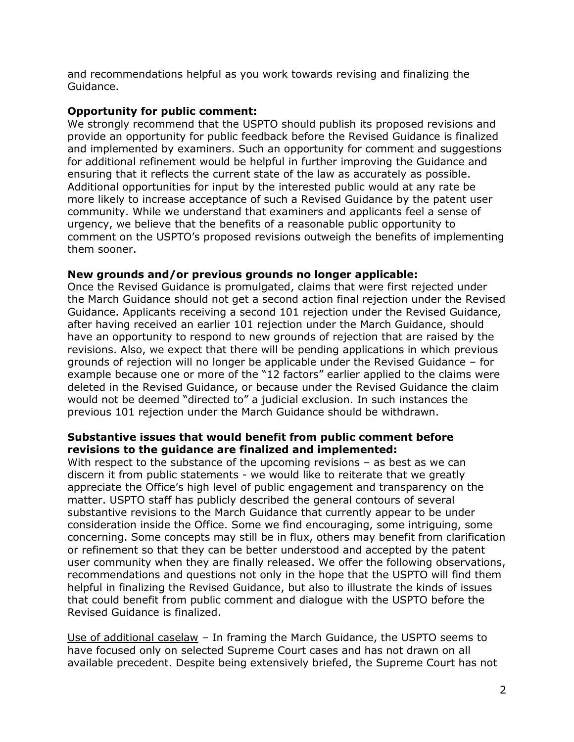and recommendations helpful as you work towards revising and finalizing the Guidance.

**Opportunity for public comment:**
We strongly recommend that the USPTO should publish its proposed revisions and provide an opportunity for public feedback before the Revised Guidance is finalized and implemented by examiners. Such an opportunity for comment and suggestions for additional refinement would be helpful in further improving the Guidance and ensuring that it reflects the current state of the law as accurately as possible. Additional opportunities for input by the interested public would at any rate be more likely to increase acceptance of such a Revised Guidance by the patent user community. While we understand that examiners and applicants feel a sense of urgency, we believe that the benefits of a reasonable public opportunity to comment on the USPTO's proposed revisions outweigh the benefits of implementing them sooner.

**New grounds and/or previous grounds no longer applicable:**
Once the Revised Guidance is promulgated, claims that were first rejected under the March Guidance should not get a second action final rejection under the Revised Guidance. Applicants receiving a second 101 rejection under the Revised Guidance, after having received an earlier 101 rejection under the March Guidance, should have an opportunity to respond to new grounds of rejection that are raised by the revisions. Also, we expect that there will be pending applications in which previous grounds of rejection will no longer be applicable under the Revised Guidance – for example because one or more of the "12 factors" earlier applied to the claims were deleted in the Revised Guidance, or because under the Revised Guidance the claim would not be deemed "directed to" a judicial exclusion. In such instances the previous 101 rejection under the March Guidance should be withdrawn.

**Substantive issues that would benefit from public comment before revisions to the guidance are finalized and implemented:**
With respect to the substance of the upcoming revisions – as best as we can discern it from public statements - we would like to reiterate that we greatly appreciate the Office's high level of public engagement and transparency on the matter. USPTO staff has publicly described the general contours of several substantive revisions to the March Guidance that currently appear to be under consideration inside the Office. Some we find encouraging, some intriguing, some concerning. Some concepts may still be in flux, others may benefit from clarification or refinement so that they can be better understood and accepted by the patent user community when they are finally released. We offer the following observations, recommendations and questions not only in the hope that the USPTO will find them helpful in finalizing the Revised Guidance, but also to illustrate the kinds of issues that could benefit from public comment and dialogue with the USPTO before the Revised Guidance is finalized.

<u>Use of additional caselaw</u> – In framing the March Guidance, the USPTO seems to have focused only on selected Supreme Court cases and has not drawn on all available precedent. Despite being extensively briefed, the Supreme Court has not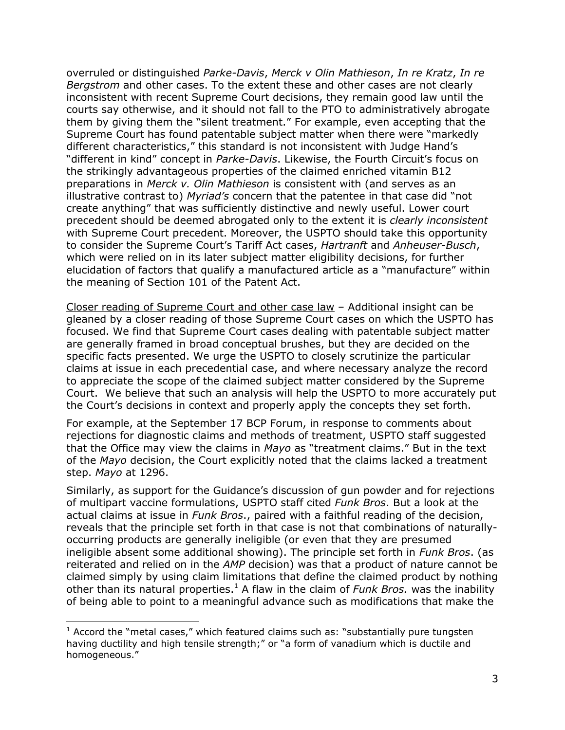overruled or distinguished *Parke-Davis*, *Merck v Olin Mathieson*, *In re Kratz*, *In re Bergstrom* and other cases. To the extent these and other cases are not clearly inconsistent with recent Supreme Court decisions, they remain good law until the courts say otherwise, and it should not fall to the PTO to administratively abrogate them by giving them the "silent treatment." For example, even accepting that the Supreme Court has found patentable subject matter when there were "markedly different characteristics," this standard is not inconsistent with Judge Hand's "different in kind" concept in *Parke-Davis*. Likewise, the Fourth Circuit's focus on the strikingly advantageous properties of the claimed enriched vitamin B12 preparations in *Merck v. Olin Mathieson* is consistent with (and serves as an illustrative contrast to) *Myriad's* concern that the patentee in that case did "not create anything" that was sufficiently distinctive and newly useful. Lower court precedent should be deemed abrogated only to the extent it is *clearly inconsistent* with Supreme Court precedent. Moreover, the USPTO should take this opportunity to consider the Supreme Court's Tariff Act cases, *Hartranft* and *Anheuser-Busch*, which were relied on in its later subject matter eligibility decisions, for further elucidation of factors that qualify a manufactured article as a "manufacture" within the meaning of Section 101 of the Patent Act.

<u>Closer reading of Supreme Court and other case law</u> – Additional insight can be gleaned by a closer reading of those Supreme Court cases on which the USPTO has focused. We find that Supreme Court cases dealing with patentable subject matter are generally framed in broad conceptual brushes, but they are decided on the specific facts presented. We urge the USPTO to closely scrutinize the particular claims at issue in each precedential case, and where necessary analyze the record to appreciate the scope of the claimed subject matter considered by the Supreme Court. We believe that such an analysis will help the USPTO to more accurately put the Court's decisions in context and properly apply the concepts they set forth.

For example, at the September 17 BCP Forum, in response to comments about rejections for diagnostic claims and methods of treatment, USPTO staff suggested that the Office may view the claims in *Mayo* as "treatment claims." But in the text of the *Mayo* decision, the Court explicitly noted that the claims lacked a treatment step. *Mayo* at 1296.

Similarly, as support for the Guidance's discussion of gun powder and for rejections of multipart vaccine formulations, USPTO staff cited *Funk Bros*. But a look at the actual claims at issue in *Funk Bros*., paired with a faithful reading of the decision, reveals that the principle set forth in that case is not that combinations of naturally-occurring products are generally ineligible (or even that they are presumed ineligible absent some additional showing). The principle set forth in *Funk Bros*. (as reiterated and relied on in the *AMP* decision) was that a product of nature cannot be claimed simply by using claim limitations that define the claimed product by nothing other than its natural properties.[1] A flaw in the claim of *Funk Bros.* was the inability of being able to point to a meaningful advance such as modifications that make the

[1] Accord the "metal cases," which featured claims such as: "substantially pure tungsten having ductility and high tensile strength;" or "a form of vanadium which is ductile and homogeneous."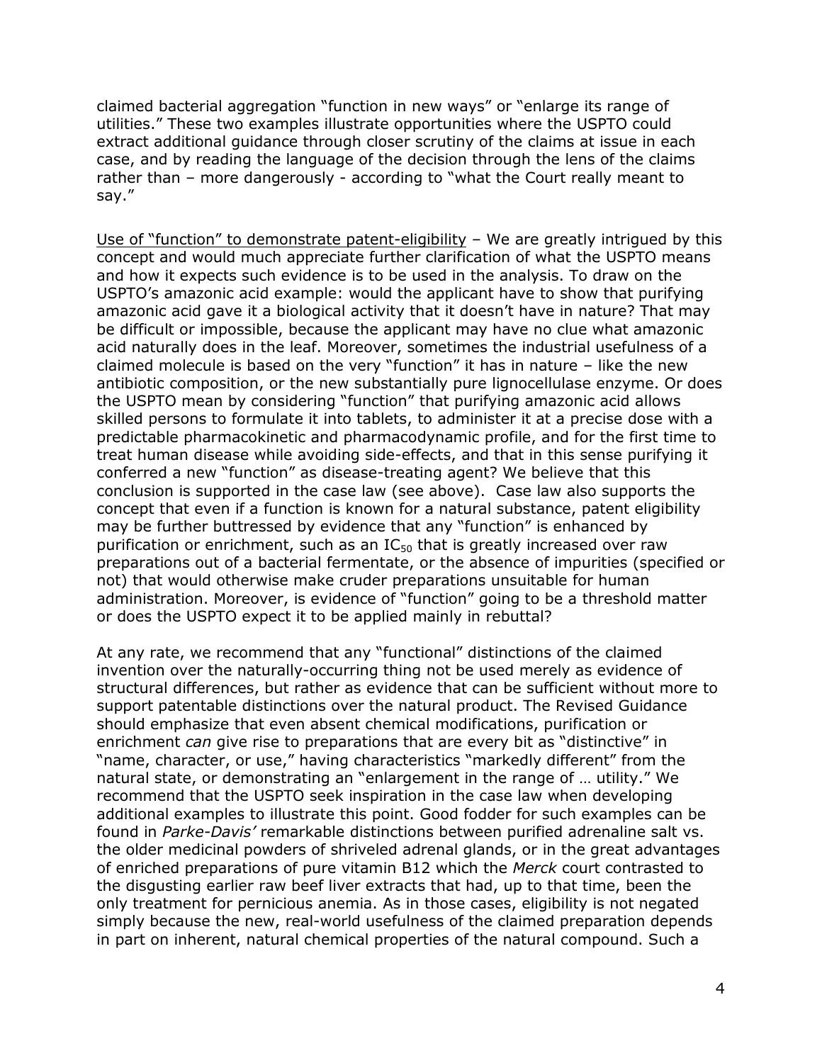claimed bacterial aggregation "function in new ways" or "enlarge its range of utilities." These two examples illustrate opportunities where the USPTO could extract additional guidance through closer scrutiny of the claims at issue in each case, and by reading the language of the decision through the lens of the claims rather than – more dangerously - according to "what the Court really meant to say."

Use of "function" to demonstrate patent-eligibility – We are greatly intrigued by this concept and would much appreciate further clarification of what the USPTO means and how it expects such evidence is to be used in the analysis. To draw on the USPTO's amazonic acid example: would the applicant have to show that purifying amazonic acid gave it a biological activity that it doesn't have in nature? That may be difficult or impossible, because the applicant may have no clue what amazonic acid naturally does in the leaf. Moreover, sometimes the industrial usefulness of a claimed molecule is based on the very "function" it has in nature – like the new antibiotic composition, or the new substantially pure lignocellulase enzyme. Or does the USPTO mean by considering "function" that purifying amazonic acid allows skilled persons to formulate it into tablets, to administer it at a precise dose with a predictable pharmacokinetic and pharmacodynamic profile, and for the first time to treat human disease while avoiding side-effects, and that in this sense purifying it conferred a new "function" as disease-treating agent? We believe that this conclusion is supported in the case law (see above). Case law also supports the concept that even if a function is known for a natural substance, patent eligibility may be further buttressed by evidence that any "function" is enhanced by purification or enrichment, such as an $IC_{50}$ that is greatly increased over raw preparations out of a bacterial fermentate, or the absence of impurities (specified or not) that would otherwise make cruder preparations unsuitable for human administration. Moreover, is evidence of "function" going to be a threshold matter or does the USPTO expect it to be applied mainly in rebuttal?

At any rate, we recommend that any "functional" distinctions of the claimed invention over the naturally-occurring thing not be used merely as evidence of structural differences, but rather as evidence that can be sufficient without more to support patentable distinctions over the natural product. The Revised Guidance should emphasize that even absent chemical modifications, purification or enrichment *can* give rise to preparations that are every bit as "distinctive" in "name, character, or use," having characteristics "markedly different" from the natural state, or demonstrating an "enlargement in the range of … utility." We recommend that the USPTO seek inspiration in the case law when developing additional examples to illustrate this point. Good fodder for such examples can be found in *Parke-Davis'* remarkable distinctions between purified adrenaline salt vs. the older medicinal powders of shriveled adrenal glands, or in the great advantages of enriched preparations of pure vitamin B12 which the *Merck* court contrasted to the disgusting earlier raw beef liver extracts that had, up to that time, been the only treatment for pernicious anemia. As in those cases, eligibility is not negated simply because the new, real-world usefulness of the claimed preparation depends in part on inherent, natural chemical properties of the natural compound. Such a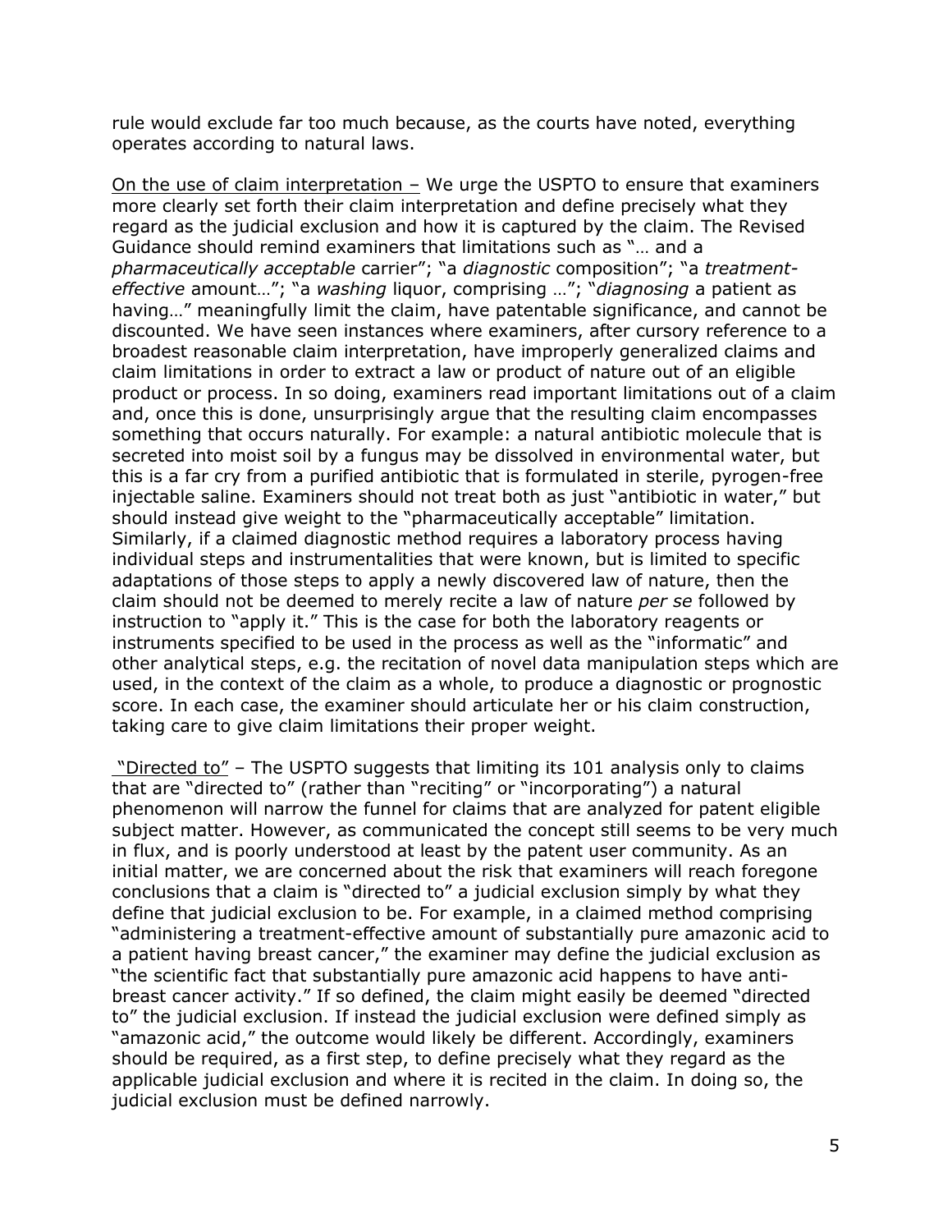rule would exclude far too much because, as the courts have noted, everything operates according to natural laws.

<u>On the use of claim interpretation –</u> We urge the USPTO to ensure that examiners more clearly set forth their claim interpretation and define precisely what they regard as the judicial exclusion and how it is captured by the claim. The Revised Guidance should remind examiners that limitations such as "… and a *pharmaceutically acceptable* carrier"; "a *diagnostic* composition"; "a *treatment-effective* amount…"; "a *washing* liquor, comprising …"; "*diagnosing* a patient as having…" meaningfully limit the claim, have patentable significance, and cannot be discounted. We have seen instances where examiners, after cursory reference to a broadest reasonable claim interpretation, have improperly generalized claims and claim limitations in order to extract a law or product of nature out of an eligible product or process. In so doing, examiners read important limitations out of a claim and, once this is done, unsurprisingly argue that the resulting claim encompasses something that occurs naturally. For example: a natural antibiotic molecule that is secreted into moist soil by a fungus may be dissolved in environmental water, but this is a far cry from a purified antibiotic that is formulated in sterile, pyrogen-free injectable saline. Examiners should not treat both as just "antibiotic in water," but should instead give weight to the "pharmaceutically acceptable" limitation. Similarly, if a claimed diagnostic method requires a laboratory process having individual steps and instrumentalities that were known, but is limited to specific adaptations of those steps to apply a newly discovered law of nature, then the claim should not be deemed to merely recite a law of nature *per se* followed by instruction to "apply it." This is the case for both the laboratory reagents or instruments specified to be used in the process as well as the "informatic" and other analytical steps, e.g. the recitation of novel data manipulation steps which are used, in the context of the claim as a whole, to produce a diagnostic or prognostic score. In each case, the examiner should articulate her or his claim construction, taking care to give claim limitations their proper weight.

<u>"Directed to"</u> – The USPTO suggests that limiting its 101 analysis only to claims that are "directed to" (rather than "reciting" or "incorporating") a natural phenomenon will narrow the funnel for claims that are analyzed for patent eligible subject matter. However, as communicated the concept still seems to be very much in flux, and is poorly understood at least by the patent user community. As an initial matter, we are concerned about the risk that examiners will reach foregone conclusions that a claim is "directed to" a judicial exclusion simply by what they define that judicial exclusion to be. For example, in a claimed method comprising "administering a treatment-effective amount of substantially pure amazonic acid to a patient having breast cancer," the examiner may define the judicial exclusion as "the scientific fact that substantially pure amazonic acid happens to have anti-breast cancer activity." If so defined, the claim might easily be deemed "directed to" the judicial exclusion. If instead the judicial exclusion were defined simply as "amazonic acid," the outcome would likely be different. Accordingly, examiners should be required, as a first step, to define precisely what they regard as the applicable judicial exclusion and where it is recited in the claim. In doing so, the judicial exclusion must be defined narrowly.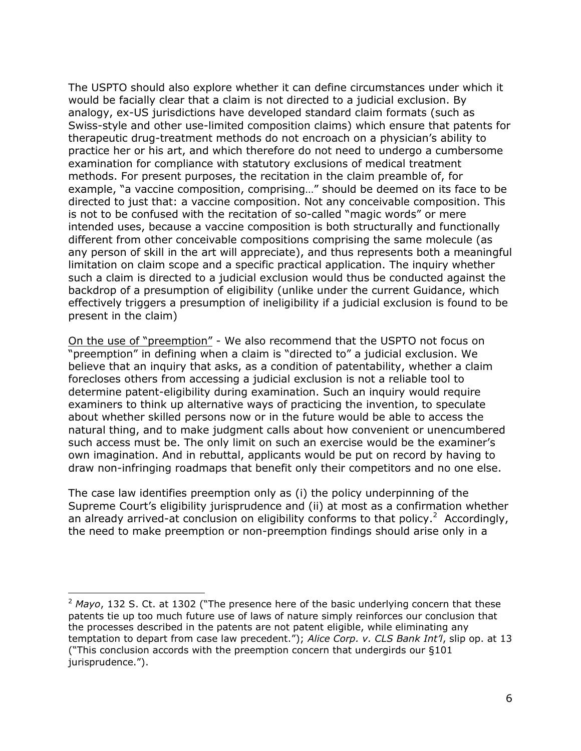The USPTO should also explore whether it can define circumstances under which it would be facially clear that a claim is not directed to a judicial exclusion. By analogy, ex-US jurisdictions have developed standard claim formats (such as Swiss-style and other use-limited composition claims) which ensure that patents for therapeutic drug-treatment methods do not encroach on a physician's ability to practice her or his art, and which therefore do not need to undergo a cumbersome examination for compliance with statutory exclusions of medical treatment methods. For present purposes, the recitation in the claim preamble of, for example, "a vaccine composition, comprising…" should be deemed on its face to be directed to just that: a vaccine composition. Not any conceivable composition. This is not to be confused with the recitation of so-called "magic words" or mere intended uses, because a vaccine composition is both structurally and functionally different from other conceivable compositions comprising the same molecule (as any person of skill in the art will appreciate), and thus represents both a meaningful limitation on claim scope and a specific practical application. The inquiry whether such a claim is directed to a judicial exclusion would thus be conducted against the backdrop of a presumption of eligibility (unlike under the current Guidance, which effectively triggers a presumption of ineligibility if a judicial exclusion is found to be present in the claim)

<u>On the use of "preemption"</u> - We also recommend that the USPTO not focus on "preemption" in defining when a claim is "directed to" a judicial exclusion. We believe that an inquiry that asks, as a condition of patentability, whether a claim forecloses others from accessing a judicial exclusion is not a reliable tool to determine patent-eligibility during examination. Such an inquiry would require examiners to think up alternative ways of practicing the invention, to speculate about whether skilled persons now or in the future would be able to access the natural thing, and to make judgment calls about how convenient or unencumbered such access must be. The only limit on such an exercise would be the examiner's own imagination. And in rebuttal, applicants would be put on record by having to draw non-infringing roadmaps that benefit only their competitors and no one else.

The case law identifies preemption only as (i) the policy underpinning of the Supreme Court's eligibility jurisprudence and (ii) at most as a confirmation whether an already arrived-at conclusion on eligibility conforms to that policy.[2] Accordingly, the need to make preemption or non-preemption findings should arise only in a

---

[2] *Mayo*, 132 S. Ct. at 1302 ("The presence here of the basic underlying concern that these patents tie up too much future use of laws of nature simply reinforces our conclusion that the processes described in the patents are not patent eligible, while eliminating any temptation to depart from case law precedent."); *Alice Corp. v. CLS Bank Int'l*, slip op. at 13 ("This conclusion accords with the preemption concern that undergirds our §101 jurisprudence.").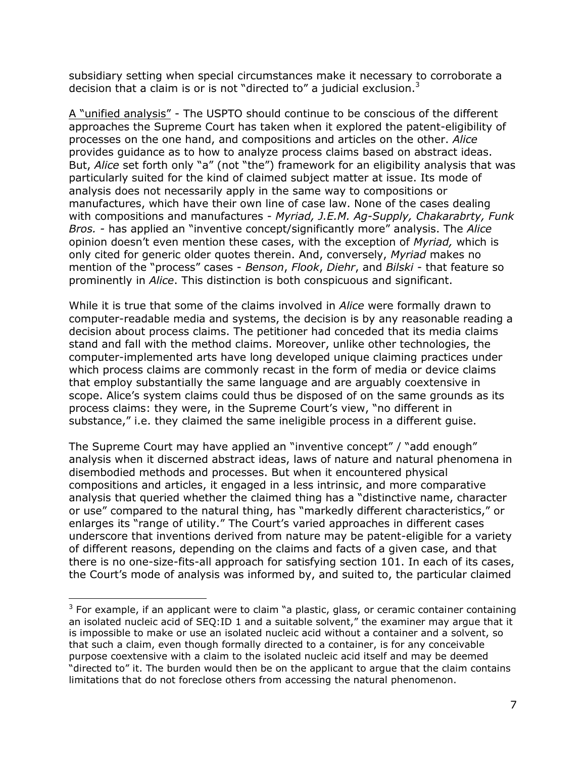subsidiary setting when special circumstances make it necessary to corroborate a decision that a claim is or is not "directed to" a judicial exclusion.[3]

A "unified analysis" - The USPTO should continue to be conscious of the different approaches the Supreme Court has taken when it explored the patent-eligibility of processes on the one hand, and compositions and articles on the other. *Alice* provides guidance as to how to analyze process claims based on abstract ideas. But, *Alice* set forth only "a" (not "the") framework for an eligibility analysis that was particularly suited for the kind of claimed subject matter at issue. Its mode of analysis does not necessarily apply in the same way to compositions or manufactures, which have their own line of case law. None of the cases dealing with compositions and manufactures - *Myriad, J.E.M. Ag-Supply, Chakarabrty, Funk Bros.* - has applied an "inventive concept/significantly more" analysis. The *Alice* opinion doesn't even mention these cases, with the exception of *Myriad,* which is only cited for generic older quotes therein. And, conversely, *Myriad* makes no mention of the "process" cases - *Benson*, *Flook*, *Diehr*, and *Bilski* - that feature so prominently in *Alice*. This distinction is both conspicuous and significant.

While it is true that some of the claims involved in *Alice* were formally drawn to computer-readable media and systems, the decision is by any reasonable reading a decision about process claims. The petitioner had conceded that its media claims stand and fall with the method claims. Moreover, unlike other technologies, the computer-implemented arts have long developed unique claiming practices under which process claims are commonly recast in the form of media or device claims that employ substantially the same language and are arguably coextensive in scope. Alice's system claims could thus be disposed of on the same grounds as its process claims: they were, in the Supreme Court's view, "no different in substance," i.e. they claimed the same ineligible process in a different guise.

The Supreme Court may have applied an "inventive concept" / "add enough" analysis when it discerned abstract ideas, laws of nature and natural phenomena in disembodied methods and processes. But when it encountered physical compositions and articles, it engaged in a less intrinsic, and more comparative analysis that queried whether the claimed thing has a "distinctive name, character or use" compared to the natural thing, has "markedly different characteristics," or enlarges its "range of utility." The Court's varied approaches in different cases underscore that inventions derived from nature may be patent-eligible for a variety of different reasons, depending on the claims and facts of a given case, and that there is no one-size-fits-all approach for satisfying section 101. In each of its cases, the Court's mode of analysis was informed by, and suited to, the particular claimed

---

[3] For example, if an applicant were to claim "a plastic, glass, or ceramic container containing an isolated nucleic acid of SEQ:ID 1 and a suitable solvent," the examiner may argue that it is impossible to make or use an isolated nucleic acid without a container and a solvent, so that such a claim, even though formally directed to a container, is for any conceivable purpose coextensive with a claim to the isolated nucleic acid itself and may be deemed "directed to" it. The burden would then be on the applicant to argue that the claim contains limitations that do not foreclose others from accessing the natural phenomenon.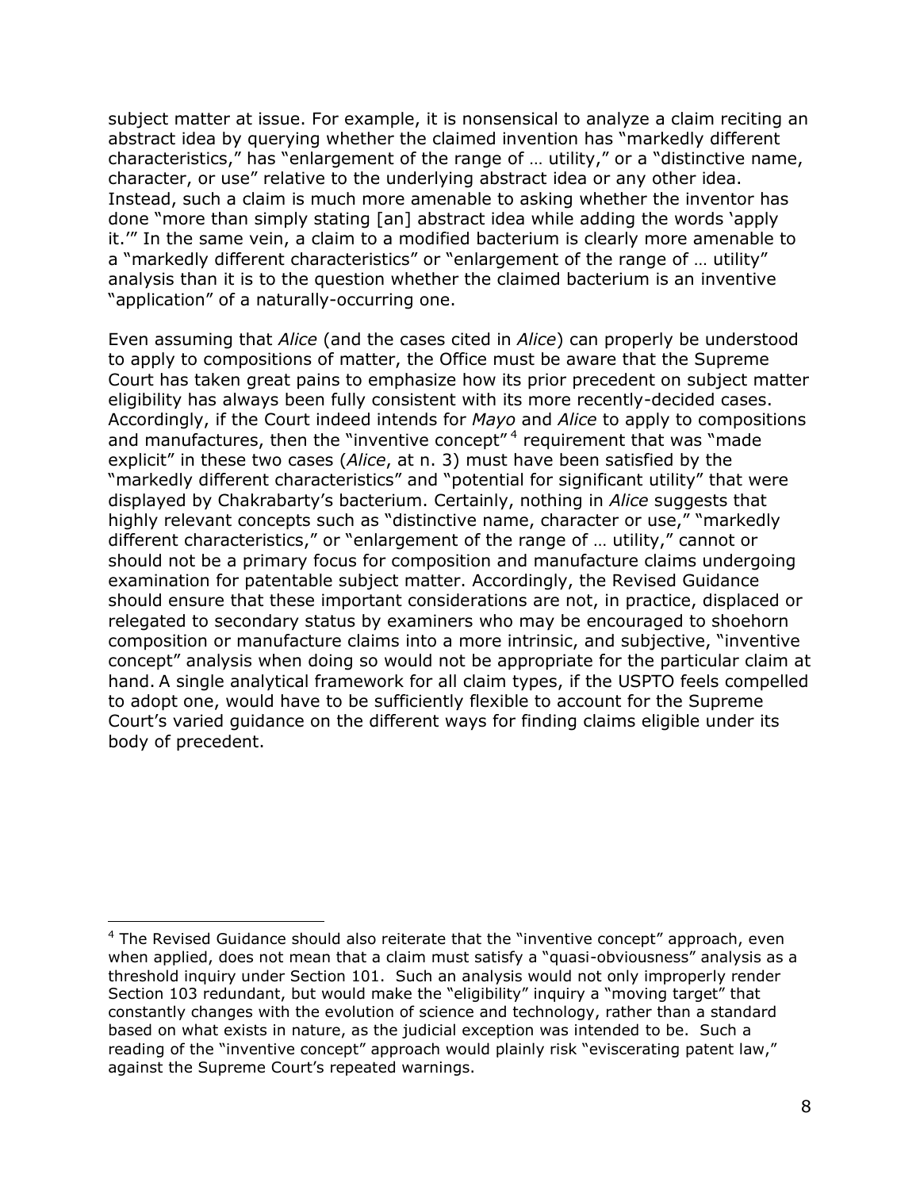subject matter at issue. For example, it is nonsensical to analyze a claim reciting an abstract idea by querying whether the claimed invention has "markedly different characteristics," has "enlargement of the range of … utility," or a "distinctive name, character, or use" relative to the underlying abstract idea or any other idea. Instead, such a claim is much more amenable to asking whether the inventor has done "more than simply stating [an] abstract idea while adding the words 'apply it.'" In the same vein, a claim to a modified bacterium is clearly more amenable to a "markedly different characteristics" or "enlargement of the range of … utility" analysis than it is to the question whether the claimed bacterium is an inventive "application" of a naturally-occurring one.

Even assuming that *Alice* (and the cases cited in *Alice*) can properly be understood to apply to compositions of matter, the Office must be aware that the Supreme Court has taken great pains to emphasize how its prior precedent on subject matter eligibility has always been fully consistent with its more recently-decided cases. Accordingly, if the Court indeed intends for *Mayo* and *Alice* to apply to compositions and manufactures, then the "inventive concept"[4] requirement that was "made explicit" in these two cases (*Alice*, at n. 3) must have been satisfied by the "markedly different characteristics" and "potential for significant utility" that were displayed by Chakrabarty's bacterium. Certainly, nothing in *Alice* suggests that highly relevant concepts such as "distinctive name, character or use," "markedly different characteristics," or "enlargement of the range of … utility," cannot or should not be a primary focus for composition and manufacture claims undergoing examination for patentable subject matter. Accordingly, the Revised Guidance should ensure that these important considerations are not, in practice, displaced or relegated to secondary status by examiners who may be encouraged to shoehorn composition or manufacture claims into a more intrinsic, and subjective, "inventive concept" analysis when doing so would not be appropriate for the particular claim at hand. A single analytical framework for all claim types, if the USPTO feels compelled to adopt one, would have to be sufficiently flexible to account for the Supreme Court's varied guidance on the different ways for finding claims eligible under its body of precedent.

---

[4] The Revised Guidance should also reiterate that the "inventive concept" approach, even when applied, does not mean that a claim must satisfy a "quasi-obviousness" analysis as a threshold inquiry under Section 101. Such an analysis would not only improperly render Section 103 redundant, but would make the "eligibility" inquiry a "moving target" that constantly changes with the evolution of science and technology, rather than a standard based on what exists in nature, as the judicial exception was intended to be. Such a reading of the "inventive concept" approach would plainly risk "eviscerating patent law," against the Supreme Court's repeated warnings.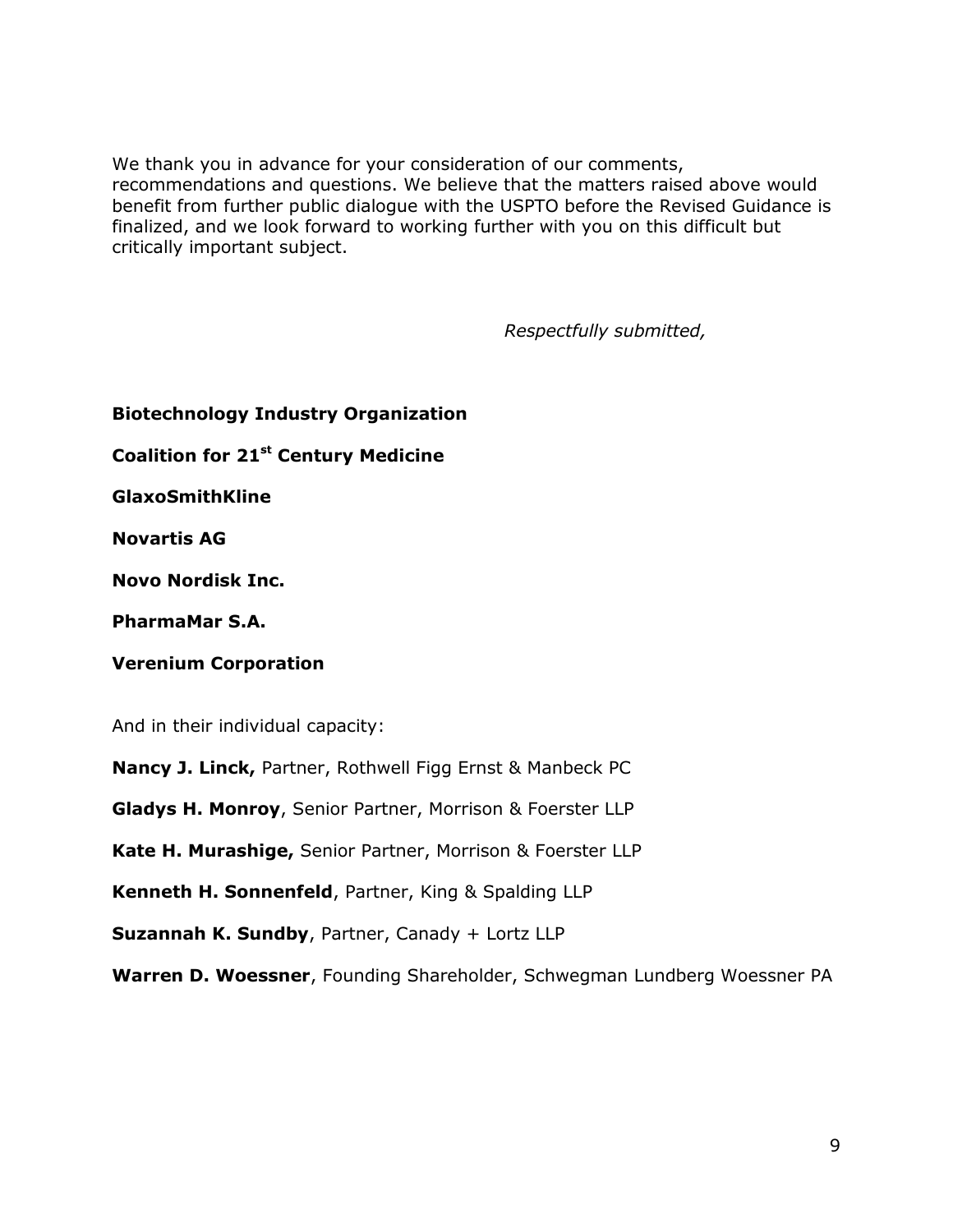We thank you in advance for your consideration of our comments, recommendations and questions. We believe that the matters raised above would benefit from further public dialogue with the USPTO before the Revised Guidance is finalized, and we look forward to working further with you on this difficult but critically important subject.

*Respectfully submitted,*

**Biotechnology Industry Organization**

**Coalition for 21st Century Medicine**

**GlaxoSmithKline**

**Novartis AG**

**Novo Nordisk Inc.**

**PharmaMar S.A.**

**Verenium Corporation**

And in their individual capacity:

**Nancy J. Linck,** Partner, Rothwell Figg Ernst & Manbeck PC

**Gladys H. Monroy**, Senior Partner, Morrison & Foerster LLP

**Kate H. Murashige,** Senior Partner, Morrison & Foerster LLP

**Kenneth H. Sonnenfeld**, Partner, King & Spalding LLP

**Suzannah K. Sundby**, Partner, Canady + Lortz LLP

**Warren D. Woessner**, Founding Shareholder, Schwegman Lundberg Woessner PA